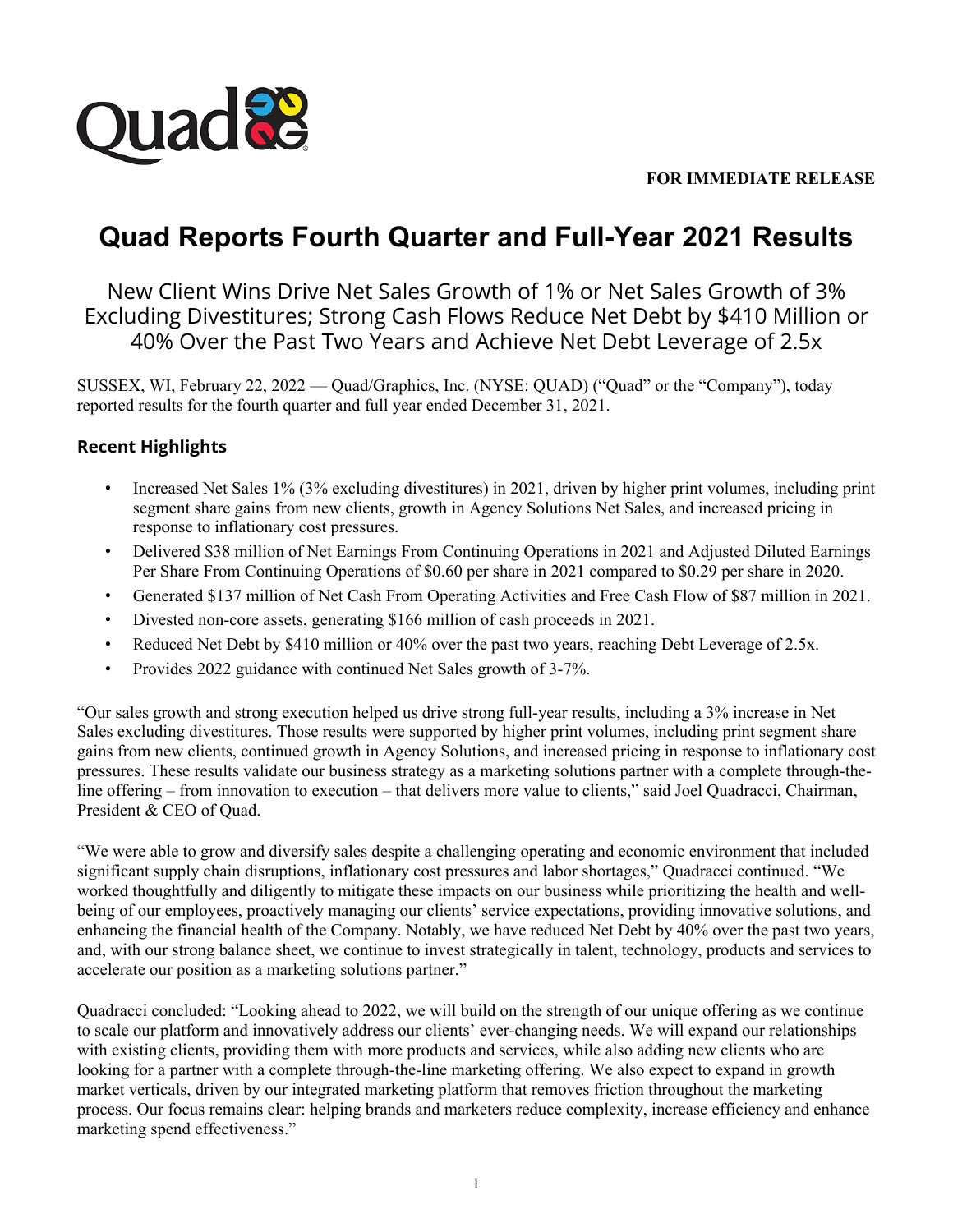**FOR IMMEDIATE RELEASE**

# Quad Reports Fourth Quarter and Full-Year 2021 Results

## New Client Wins Drive Net Sales Growth of 1% or Net Sales Growth of 3% Excluding Divestitures; Strong Cash Flows Reduce Net Debt by $410 Million or 40% Over the Past Two Years and Achieve Net Debt Leverage of 2.5x

SUSSEX, WI, February 22, 2022 — Quad/Graphics, Inc. (NYSE: QUAD) ("Quad" or the "Company"), today reported results for the fourth quarter and full year ended December 31, 2021.

### Recent Highlights

- Increased Net Sales 1% (3% excluding divestitures) in 2021, driven by higher print volumes, including print segment share gains from new clients, growth in Agency Solutions Net Sales, and increased pricing in response to inflationary cost pressures.
- Delivered $38 million of Net Earnings From Continuing Operations in 2021 and Adjusted Diluted Earnings Per Share From Continuing Operations of $0.60 per share in 2021 compared to $0.29 per share in 2020.
- Generated $137 million of Net Cash From Operating Activities and Free Cash Flow of $87 million in 2021.
- Divested non-core assets, generating $166 million of cash proceeds in 2021.
- Reduced Net Debt by $410 million or 40% over the past two years, reaching Debt Leverage of 2.5x.
- Provides 2022 guidance with continued Net Sales growth of 3-7%.

"Our sales growth and strong execution helped us drive strong full-year results, including a 3% increase in Net Sales excluding divestitures. Those results were supported by higher print volumes, including print segment share gains from new clients, continued growth in Agency Solutions, and increased pricing in response to inflationary cost pressures. These results validate our business strategy as a marketing solutions partner with a complete through-the-line offering – from innovation to execution – that delivers more value to clients," said Joel Quadracci, Chairman, President & CEO of Quad.

"We were able to grow and diversify sales despite a challenging operating and economic environment that included significant supply chain disruptions, inflationary cost pressures and labor shortages," Quadracci continued. "We worked thoughtfully and diligently to mitigate these impacts on our business while prioritizing the health and well-being of our employees, proactively managing our clients' service expectations, providing innovative solutions, and enhancing the financial health of the Company. Notably, we have reduced Net Debt by 40% over the past two years, and, with our strong balance sheet, we continue to invest strategically in talent, technology, products and services to accelerate our position as a marketing solutions partner."

Quadracci concluded: "Looking ahead to 2022, we will build on the strength of our unique offering as we continue to scale our platform and innovatively address our clients' ever-changing needs. We will expand our relationships with existing clients, providing them with more products and services, while also adding new clients who are looking for a partner with a complete through-the-line marketing offering. We also expect to expand in growth market verticals, driven by our integrated marketing platform that removes friction throughout the marketing process. Our focus remains clear: helping brands and marketers reduce complexity, increase efficiency and enhance marketing spend effectiveness."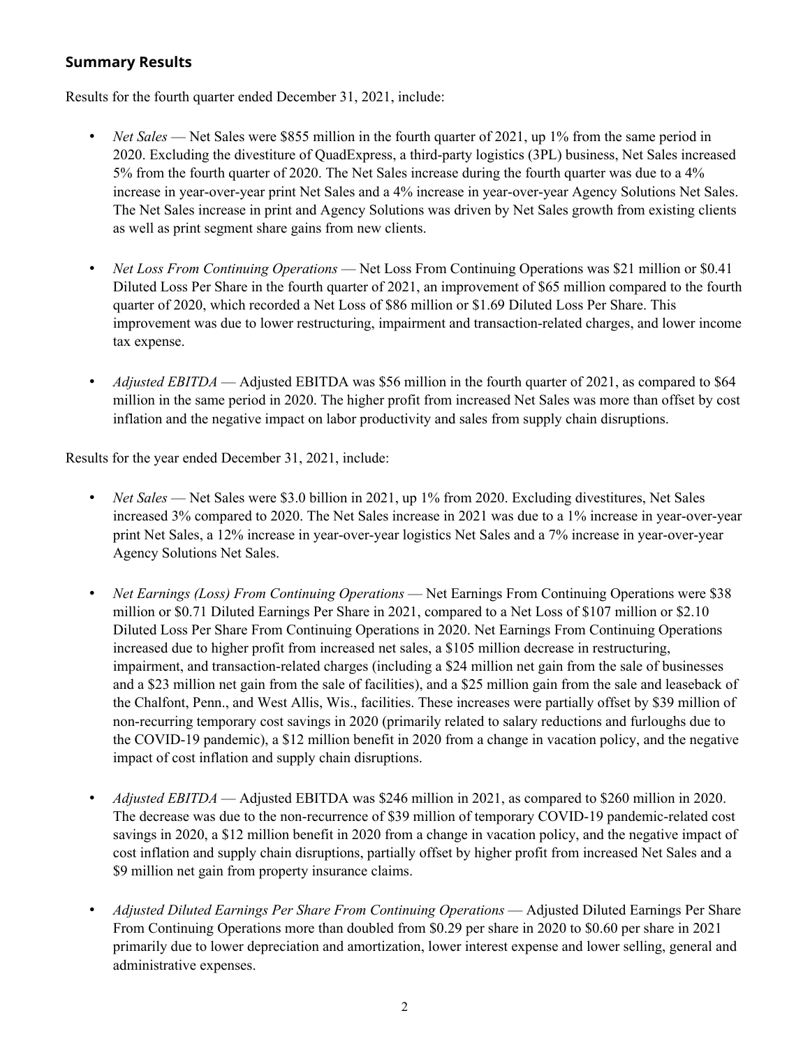## Summary Results

Results for the fourth quarter ended December 31, 2021, include:

- *Net Sales* — Net Sales were $855 million in the fourth quarter of 2021, up 1% from the same period in 2020. Excluding the divestiture of QuadExpress, a third-party logistics (3PL) business, Net Sales increased 5% from the fourth quarter of 2020. The Net Sales increase during the fourth quarter was due to a 4% increase in year-over-year print Net Sales and a 4% increase in year-over-year Agency Solutions Net Sales. The Net Sales increase in print and Agency Solutions was driven by Net Sales growth from existing clients as well as print segment share gains from new clients.

- *Net Loss From Continuing Operations* — Net Loss From Continuing Operations was $21 million or $0.41 Diluted Loss Per Share in the fourth quarter of 2021, an improvement of $65 million compared to the fourth quarter of 2020, which recorded a Net Loss of $86 million or $1.69 Diluted Loss Per Share. This improvement was due to lower restructuring, impairment and transaction-related charges, and lower income tax expense.

- *Adjusted EBITDA* — Adjusted EBITDA was $56 million in the fourth quarter of 2021, as compared to $64 million in the same period in 2020. The higher profit from increased Net Sales was more than offset by cost inflation and the negative impact on labor productivity and sales from supply chain disruptions.

Results for the year ended December 31, 2021, include:

- *Net Sales* — Net Sales were $3.0 billion in 2021, up 1% from 2020. Excluding divestitures, Net Sales increased 3% compared to 2020. The Net Sales increase in 2021 was due to a 1% increase in year-over-year print Net Sales, a 12% increase in year-over-year logistics Net Sales and a 7% increase in year-over-year Agency Solutions Net Sales.

- *Net Earnings (Loss) From Continuing Operations* — Net Earnings From Continuing Operations were $38 million or $0.71 Diluted Earnings Per Share in 2021, compared to a Net Loss of $107 million or $2.10 Diluted Loss Per Share From Continuing Operations in 2020. Net Earnings From Continuing Operations increased due to higher profit from increased net sales, a $105 million decrease in restructuring, impairment, and transaction-related charges (including a $24 million net gain from the sale of businesses and a $23 million net gain from the sale of facilities), and a $25 million gain from the sale and leaseback of the Chalfont, Penn., and West Allis, Wis., facilities. These increases were partially offset by $39 million of non-recurring temporary cost savings in 2020 (primarily related to salary reductions and furloughs due to the COVID-19 pandemic), a $12 million benefit in 2020 from a change in vacation policy, and the negative impact of cost inflation and supply chain disruptions.

- *Adjusted EBITDA* — Adjusted EBITDA was $246 million in 2021, as compared to $260 million in 2020. The decrease was due to the non-recurrence of $39 million of temporary COVID-19 pandemic-related cost savings in 2020, a $12 million benefit in 2020 from a change in vacation policy, and the negative impact of cost inflation and supply chain disruptions, partially offset by higher profit from increased Net Sales and a $9 million net gain from property insurance claims.

- *Adjusted Diluted Earnings Per Share From Continuing Operations* — Adjusted Diluted Earnings Per Share From Continuing Operations more than doubled from $0.29 per share in 2020 to $0.60 per share in 2021 primarily due to lower depreciation and amortization, lower interest expense and lower selling, general and administrative expenses.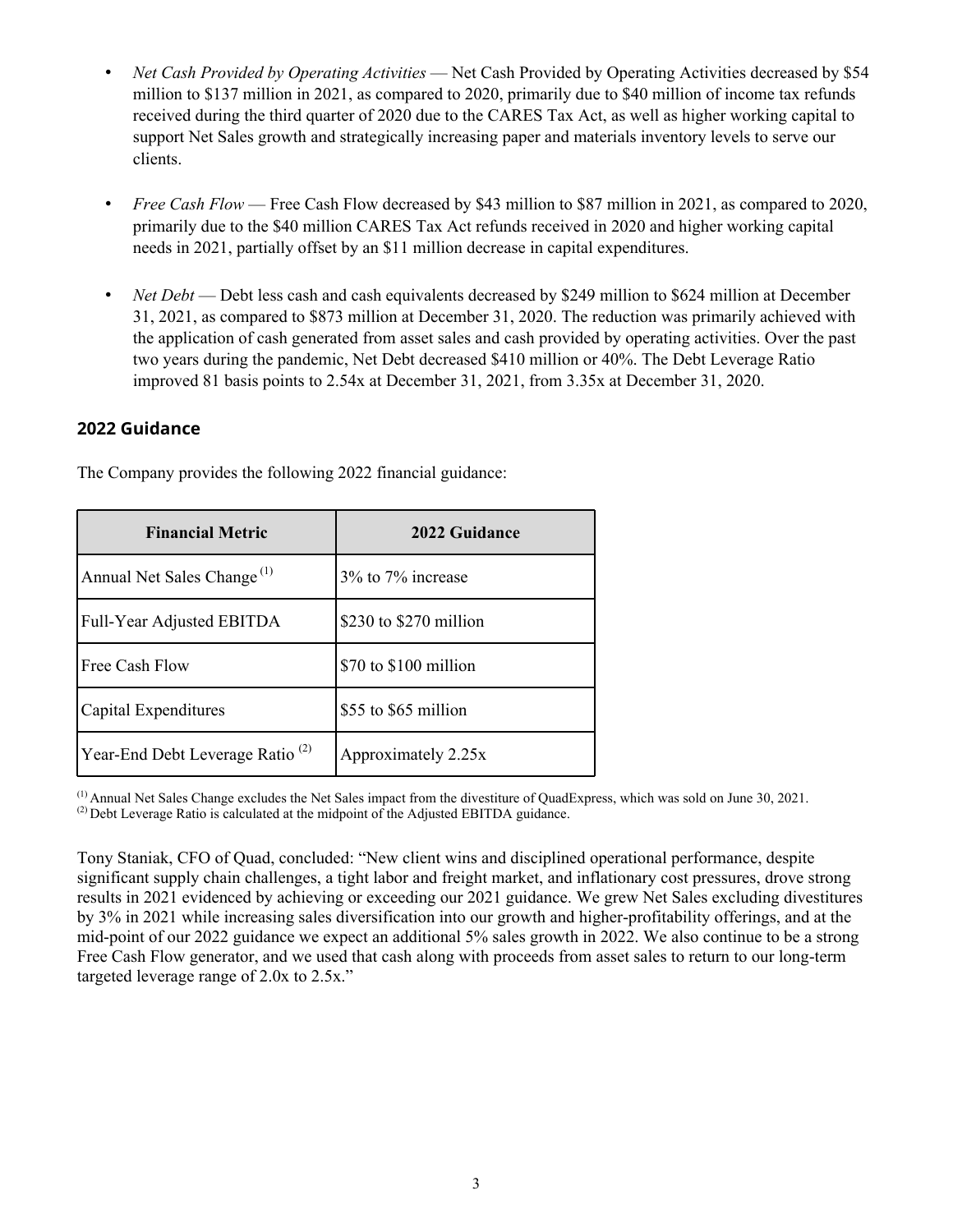- *Net Cash Provided by Operating Activities* — Net Cash Provided by Operating Activities decreased by $54 million to $137 million in 2021, as compared to 2020, primarily due to $40 million of income tax refunds received during the third quarter of 2020 due to the CARES Tax Act, as well as higher working capital to support Net Sales growth and strategically increasing paper and materials inventory levels to serve our clients.

- *Free Cash Flow* — Free Cash Flow decreased by $43 million to $87 million in 2021, as compared to 2020, primarily due to the $40 million CARES Tax Act refunds received in 2020 and higher working capital needs in 2021, partially offset by an $11 million decrease in capital expenditures.

- *Net Debt* — Debt less cash and cash equivalents decreased by $249 million to $624 million at December 31, 2021, as compared to $873 million at December 31, 2020. The reduction was primarily achieved with the application of cash generated from asset sales and cash provided by operating activities. Over the past two years during the pandemic, Net Debt decreased $410 million or 40%. The Debt Leverage Ratio improved 81 basis points to 2.54x at December 31, 2021, from 3.35x at December 31, 2020.

## 2022 Guidance

The Company provides the following 2022 financial guidance:

| Financial Metric | 2022 Guidance |
|---|---|
| Annual Net Sales Change [(1)] | 3% to 7% increase |
| Full-Year Adjusted EBITDA | $230 to $270 million |
| Free Cash Flow | $70 to $100 million |
| Capital Expenditures | $55 to $65 million |
| Year-End Debt Leverage Ratio [(2)] | Approximately 2.25x |

[(1)] Annual Net Sales Change excludes the Net Sales impact from the divestiture of QuadExpress, which was sold on June 30, 2021.
[(2)] Debt Leverage Ratio is calculated at the midpoint of the Adjusted EBITDA guidance.

Tony Staniak, CFO of Quad, concluded: "New client wins and disciplined operational performance, despite significant supply chain challenges, a tight labor and freight market, and inflationary cost pressures, drove strong results in 2021 evidenced by achieving or exceeding our 2021 guidance. We grew Net Sales excluding divestitures by 3% in 2021 while increasing sales diversification into our growth and higher-profitability offerings, and at the mid-point of our 2022 guidance we expect an additional 5% sales growth in 2022. We also continue to be a strong Free Cash Flow generator, and we used that cash along with proceeds from asset sales to return to our long-term targeted leverage range of 2.0x to 2.5x."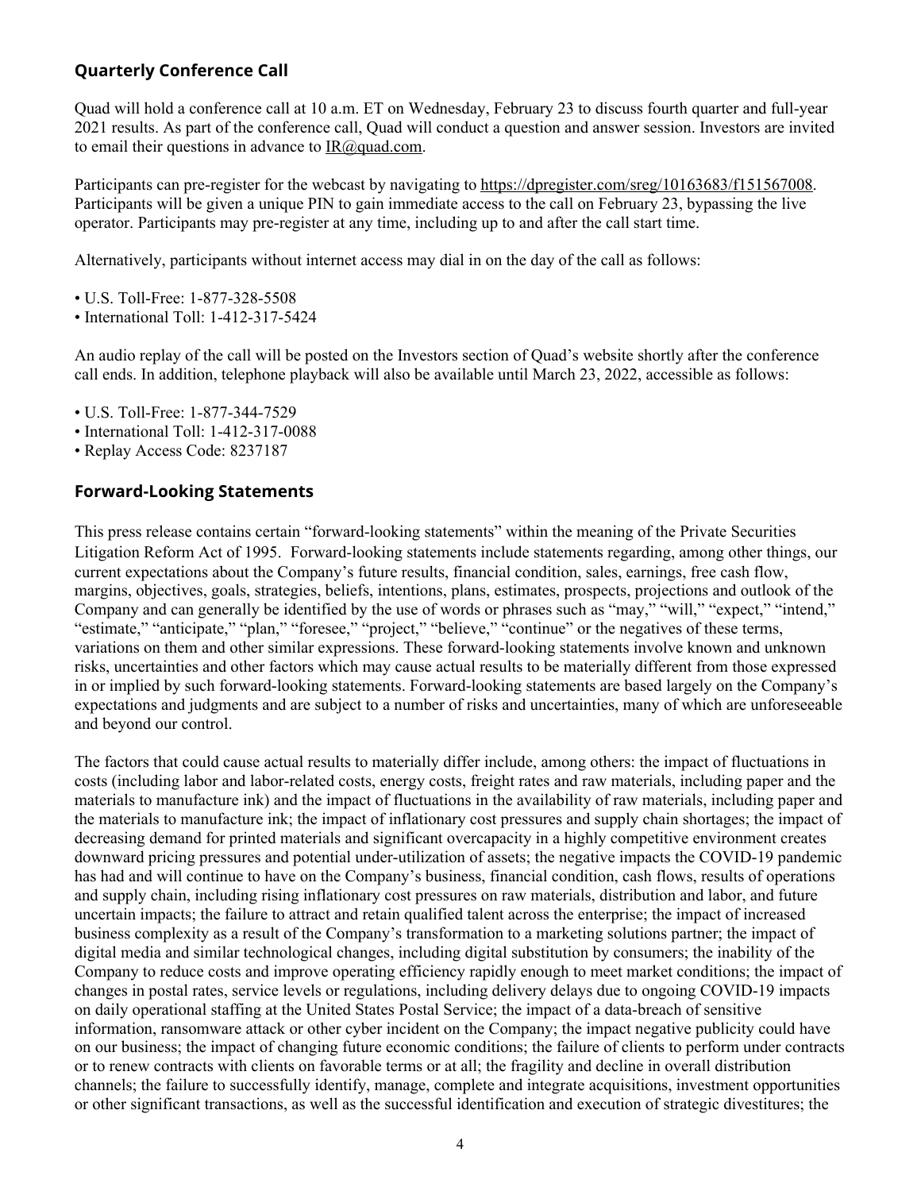## Quarterly Conference Call

Quad will hold a conference call at 10 a.m. ET on Wednesday, February 23 to discuss fourth quarter and full-year 2021 results. As part of the conference call, Quad will conduct a question and answer session. Investors are invited to email their questions in advance to IR@quad.com.

Participants can pre-register for the webcast by navigating to https://dpregister.com/sreg/10163683/f151567008. Participants will be given a unique PIN to gain immediate access to the call on February 23, bypassing the live operator. Participants may pre-register at any time, including up to and after the call start time.

Alternatively, participants without internet access may dial in on the day of the call as follows:

- U.S. Toll-Free: 1-877-328-5508
- International Toll: 1-412-317-5424

An audio replay of the call will be posted on the Investors section of Quad's website shortly after the conference call ends. In addition, telephone playback will also be available until March 23, 2022, accessible as follows:

- U.S. Toll-Free: 1-877-344-7529
- International Toll: 1-412-317-0088
- Replay Access Code: 8237187

## Forward-Looking Statements

This press release contains certain "forward-looking statements" within the meaning of the Private Securities Litigation Reform Act of 1995. Forward-looking statements include statements regarding, among other things, our current expectations about the Company's future results, financial condition, sales, earnings, free cash flow, margins, objectives, goals, strategies, beliefs, intentions, plans, estimates, prospects, projections and outlook of the Company and can generally be identified by the use of words or phrases such as "may," "will," "expect," "intend," "estimate," "anticipate," "plan," "foresee," "project," "believe," "continue" or the negatives of these terms, variations on them and other similar expressions. These forward-looking statements involve known and unknown risks, uncertainties and other factors which may cause actual results to be materially different from those expressed in or implied by such forward-looking statements. Forward-looking statements are based largely on the Company's expectations and judgments and are subject to a number of risks and uncertainties, many of which are unforeseeable and beyond our control.

The factors that could cause actual results to materially differ include, among others: the impact of fluctuations in costs (including labor and labor-related costs, energy costs, freight rates and raw materials, including paper and the materials to manufacture ink) and the impact of fluctuations in the availability of raw materials, including paper and the materials to manufacture ink; the impact of inflationary cost pressures and supply chain shortages; the impact of decreasing demand for printed materials and significant overcapacity in a highly competitive environment creates downward pricing pressures and potential under-utilization of assets; the negative impacts the COVID-19 pandemic has had and will continue to have on the Company's business, financial condition, cash flows, results of operations and supply chain, including rising inflationary cost pressures on raw materials, distribution and labor, and future uncertain impacts; the failure to attract and retain qualified talent across the enterprise; the impact of increased business complexity as a result of the Company's transformation to a marketing solutions partner; the impact of digital media and similar technological changes, including digital substitution by consumers; the inability of the Company to reduce costs and improve operating efficiency rapidly enough to meet market conditions; the impact of changes in postal rates, service levels or regulations, including delivery delays due to ongoing COVID-19 impacts on daily operational staffing at the United States Postal Service; the impact of a data-breach of sensitive information, ransomware attack or other cyber incident on the Company; the impact negative publicity could have on our business; the impact of changing future economic conditions; the failure of clients to perform under contracts or to renew contracts with clients on favorable terms or at all; the fragility and decline in overall distribution channels; the failure to successfully identify, manage, complete and integrate acquisitions, investment opportunities or other significant transactions, as well as the successful identification and execution of strategic divestitures; the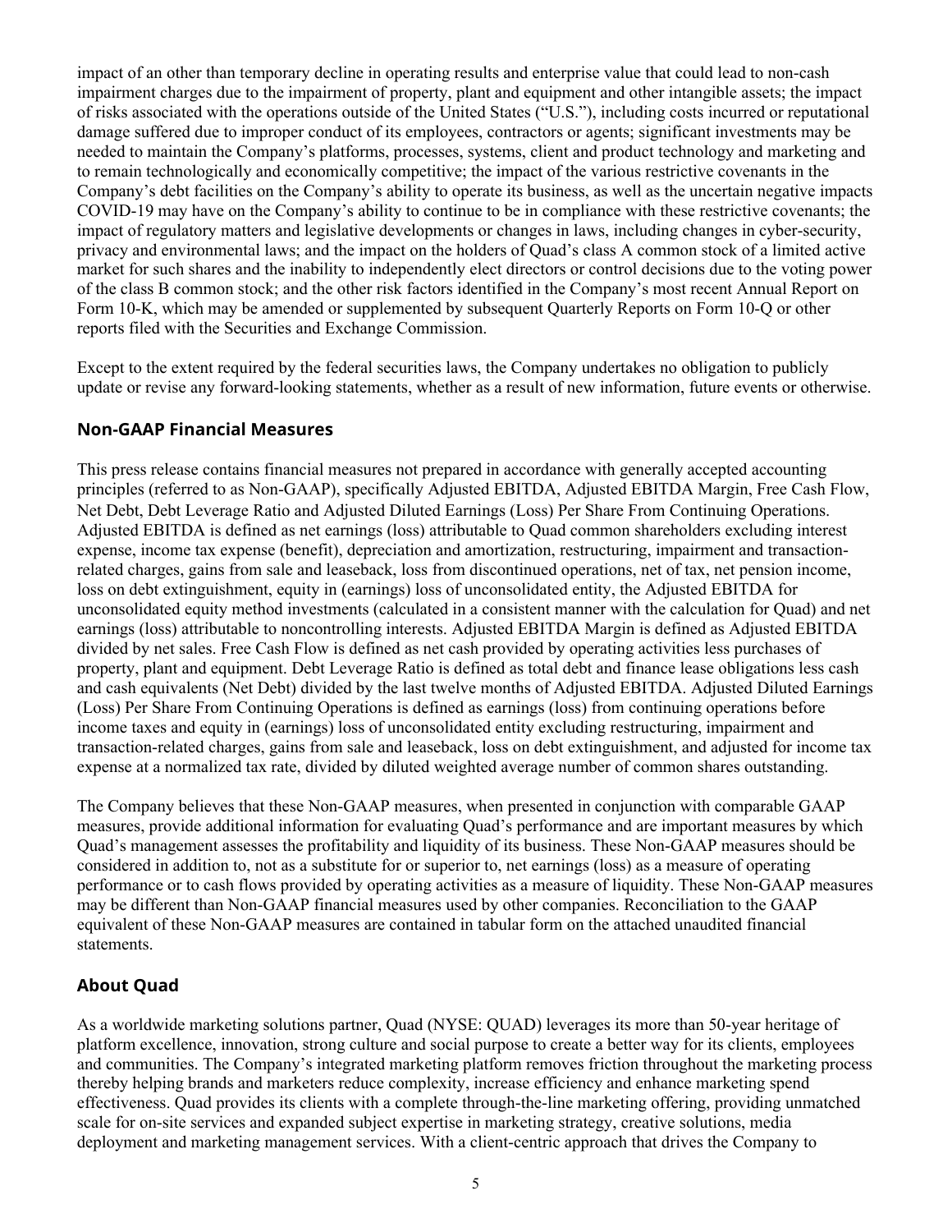impact of an other than temporary decline in operating results and enterprise value that could lead to non-cash impairment charges due to the impairment of property, plant and equipment and other intangible assets; the impact of risks associated with the operations outside of the United States ("U.S."), including costs incurred or reputational damage suffered due to improper conduct of its employees, contractors or agents; significant investments may be needed to maintain the Company's platforms, processes, systems, client and product technology and marketing and to remain technologically and economically competitive; the impact of the various restrictive covenants in the Company's debt facilities on the Company's ability to operate its business, as well as the uncertain negative impacts COVID-19 may have on the Company's ability to continue to be in compliance with these restrictive covenants; the impact of regulatory matters and legislative developments or changes in laws, including changes in cyber-security, privacy and environmental laws; and the impact on the holders of Quad's class A common stock of a limited active market for such shares and the inability to independently elect directors or control decisions due to the voting power of the class B common stock; and the other risk factors identified in the Company's most recent Annual Report on Form 10-K, which may be amended or supplemented by subsequent Quarterly Reports on Form 10-Q or other reports filed with the Securities and Exchange Commission.

Except to the extent required by the federal securities laws, the Company undertakes no obligation to publicly update or revise any forward-looking statements, whether as a result of new information, future events or otherwise.

## Non-GAAP Financial Measures

This press release contains financial measures not prepared in accordance with generally accepted accounting principles (referred to as Non-GAAP), specifically Adjusted EBITDA, Adjusted EBITDA Margin, Free Cash Flow, Net Debt, Debt Leverage Ratio and Adjusted Diluted Earnings (Loss) Per Share From Continuing Operations. Adjusted EBITDA is defined as net earnings (loss) attributable to Quad common shareholders excluding interest expense, income tax expense (benefit), depreciation and amortization, restructuring, impairment and transaction-related charges, gains from sale and leaseback, loss from discontinued operations, net of tax, net pension income, loss on debt extinguishment, equity in (earnings) loss of unconsolidated entity, the Adjusted EBITDA for unconsolidated equity method investments (calculated in a consistent manner with the calculation for Quad) and net earnings (loss) attributable to noncontrolling interests. Adjusted EBITDA Margin is defined as Adjusted EBITDA divided by net sales. Free Cash Flow is defined as net cash provided by operating activities less purchases of property, plant and equipment. Debt Leverage Ratio is defined as total debt and finance lease obligations less cash and cash equivalents (Net Debt) divided by the last twelve months of Adjusted EBITDA. Adjusted Diluted Earnings (Loss) Per Share From Continuing Operations is defined as earnings (loss) from continuing operations before income taxes and equity in (earnings) loss of unconsolidated entity excluding restructuring, impairment and transaction-related charges, gains from sale and leaseback, loss on debt extinguishment, and adjusted for income tax expense at a normalized tax rate, divided by diluted weighted average number of common shares outstanding.

The Company believes that these Non-GAAP measures, when presented in conjunction with comparable GAAP measures, provide additional information for evaluating Quad's performance and are important measures by which Quad's management assesses the profitability and liquidity of its business. These Non-GAAP measures should be considered in addition to, not as a substitute for or superior to, net earnings (loss) as a measure of operating performance or to cash flows provided by operating activities as a measure of liquidity. These Non-GAAP measures may be different than Non-GAAP financial measures used by other companies. Reconciliation to the GAAP equivalent of these Non-GAAP measures are contained in tabular form on the attached unaudited financial statements.

## About Quad

As a worldwide marketing solutions partner, Quad (NYSE: QUAD) leverages its more than 50-year heritage of platform excellence, innovation, strong culture and social purpose to create a better way for its clients, employees and communities. The Company's integrated marketing platform removes friction throughout the marketing process thereby helping brands and marketers reduce complexity, increase efficiency and enhance marketing spend effectiveness. Quad provides its clients with a complete through-the-line marketing offering, providing unmatched scale for on-site services and expanded subject expertise in marketing strategy, creative solutions, media deployment and marketing management services. With a client-centric approach that drives the Company to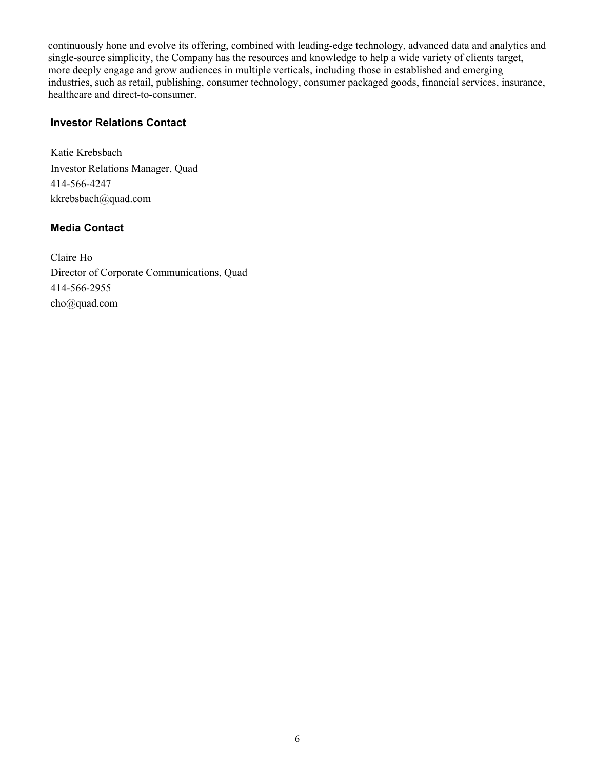continuously hone and evolve its offering, combined with leading-edge technology, advanced data and analytics and single-source simplicity, the Company has the resources and knowledge to help a wide variety of clients target, more deeply engage and grow audiences in multiple verticals, including those in established and emerging industries, such as retail, publishing, consumer technology, consumer packaged goods, financial services, insurance, healthcare and direct-to-consumer.

### Investor Relations Contact

Katie Krebsbach
Investor Relations Manager, Quad
414-566-4247
kkrebsbach@quad.com

### Media Contact

Claire Ho
Director of Corporate Communications, Quad
414-566-2955
cho@quad.com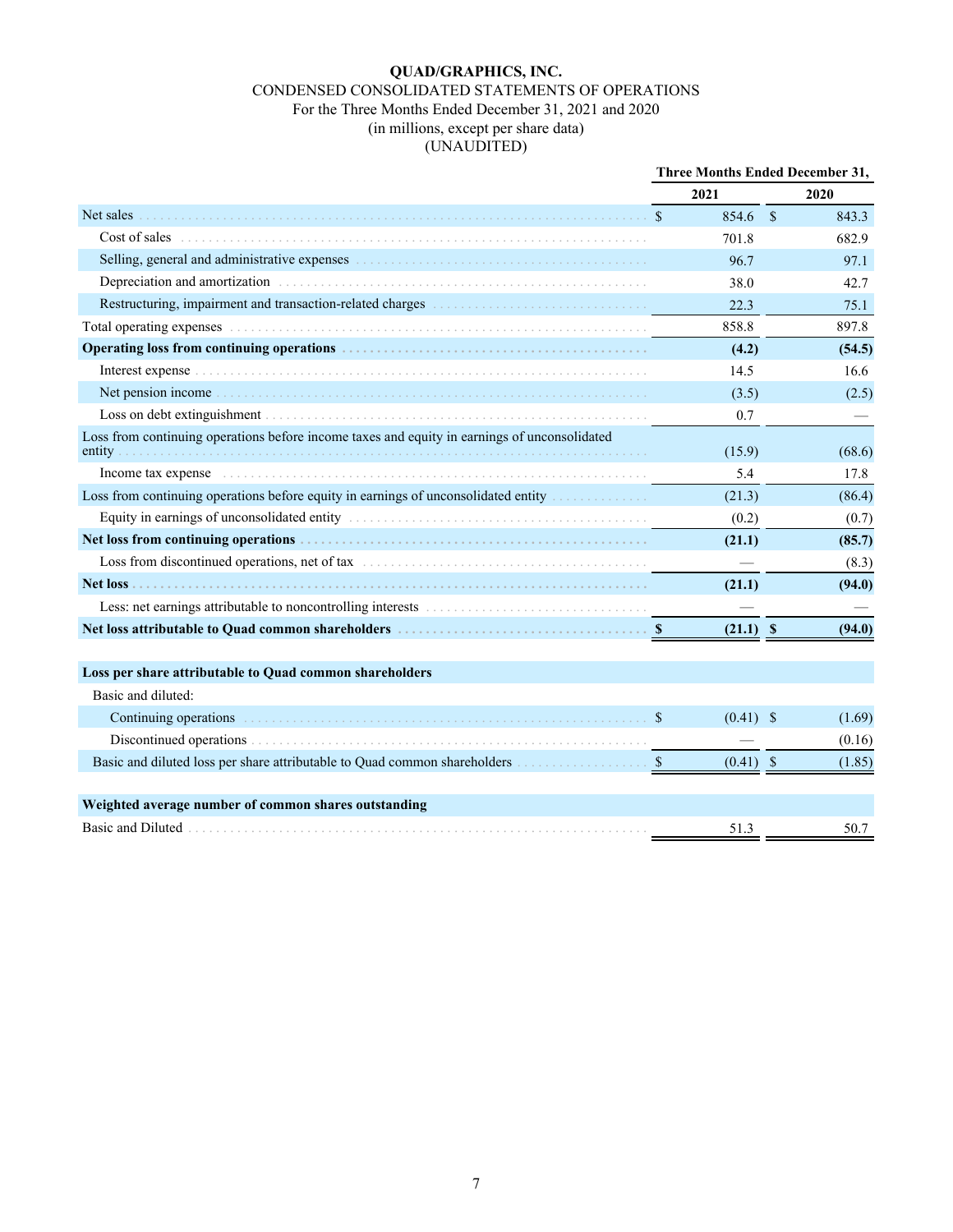**QUAD/GRAPHICS, INC.**

CONDENSED CONSOLIDATED STATEMENTS OF OPERATIONS

For the Three Months Ended December 31, 2021 and 2020

(in millions, except per share data)

(UNAUDITED)

| | Three Months Ended December 31, | |
|---|---|---|
| | **2021** | **2020** |
| Net sales | $ 854.6 | $ 843.3 |
| Cost of sales | 701.8 | 682.9 |
| Selling, general and administrative expenses | 96.7 | 97.1 |
| Depreciation and amortization | 38.0 | 42.7 |
| Restructuring, impairment and transaction-related charges | 22.3 | 75.1 |
| Total operating expenses | 858.8 | 897.8 |
| **Operating loss from continuing operations** | **(4.2)** | **(54.5)** |
| Interest expense | 14.5 | 16.6 |
| Net pension income | (3.5) | (2.5) |
| Loss on debt extinguishment | 0.7 | — |
| Loss from continuing operations before income taxes and equity in earnings of unconsolidated entity | (15.9) | (68.6) |
| Income tax expense | 5.4 | 17.8 |
| Loss from continuing operations before equity in earnings of unconsolidated entity | (21.3) | (86.4) |
| Equity in earnings of unconsolidated entity | (0.2) | (0.7) |
| **Net loss from continuing operations** | **(21.1)** | **(85.7)** |
| Loss from discontinued operations, net of tax | — | (8.3) |
| **Net loss** | **(21.1)** | **(94.0)** |
| Less: net earnings attributable to noncontrolling interests | — | — |
| **Net loss attributable to Quad common shareholders** | **$ (21.1)** | **$ (94.0)** |
| | | |
| **Loss per share attributable to Quad common shareholders** | | |
| Basic and diluted: | | |
| Continuing operations | $ (0.41) | $ (1.69) |
| Discontinued operations | — | (0.16) |
| Basic and diluted loss per share attributable to Quad common shareholders | $ (0.41) | $ (1.85) |
| | | |
| **Weighted average number of common shares outstanding** | | |
| Basic and Diluted | 51.3 | 50.7 |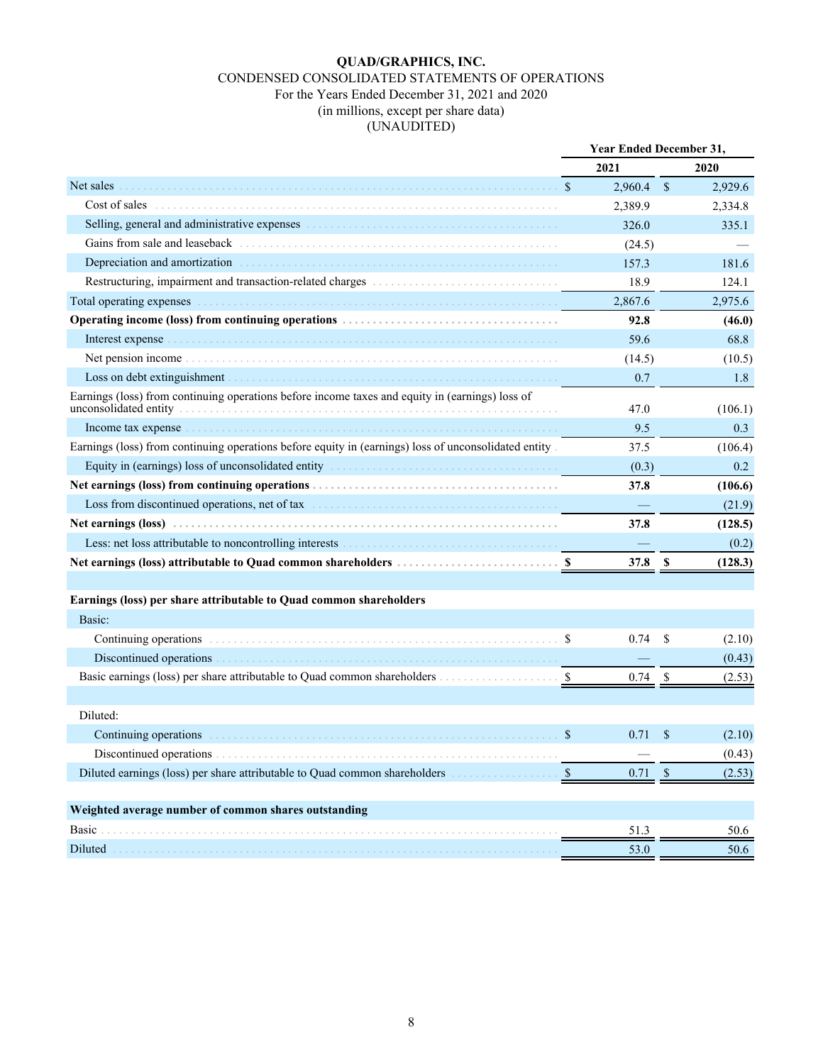# QUAD/GRAPHICS, INC.

CONDENSED CONSOLIDATED STATEMENTS OF OPERATIONS

For the Years Ended December 31, 2021 and 2020

(in millions, except per share data)

(UNAUDITED)

| | Year Ended December 31, | |
|---|---|---|
| | 2021 | 2020 |
| Net sales | $ 2,960.4 | $ 2,929.6 |
| Cost of sales | 2,389.9 | 2,334.8 |
| Selling, general and administrative expenses | 326.0 | 335.1 |
| Gains from sale and leaseback | (24.5) | — |
| Depreciation and amortization | 157.3 | 181.6 |
| Restructuring, impairment and transaction-related charges | 18.9 | 124.1 |
| Total operating expenses | 2,867.6 | 2,975.6 |
| **Operating income (loss) from continuing operations** | **92.8** | **(46.0)** |
| Interest expense | 59.6 | 68.8 |
| Net pension income | (14.5) | (10.5) |
| Loss on debt extinguishment | 0.7 | 1.8 |
| Earnings (loss) from continuing operations before income taxes and equity in (earnings) loss of unconsolidated entity | 47.0 | (106.1) |
| Income tax expense | 9.5 | 0.3 |
| Earnings (loss) from continuing operations before equity in (earnings) loss of unconsolidated entity | 37.5 | (106.4) |
| Equity in (earnings) loss of unconsolidated entity | (0.3) | 0.2 |
| **Net earnings (loss) from continuing operations** | **37.8** | **(106.6)** |
| Loss from discontinued operations, net of tax | — | (21.9) |
| **Net earnings (loss)** | **37.8** | **(128.5)** |
| Less: net loss attributable to noncontrolling interests | — | (0.2) |
| **Net earnings (loss) attributable to Quad common shareholders** | **$ 37.8** | **$ (128.3)** |
| | | |
| **Earnings (loss) per share attributable to Quad common shareholders** | | |
| Basic: | | |
| Continuing operations | $ 0.74 | $ (2.10) |
| Discontinued operations | — | (0.43) |
| Basic earnings (loss) per share attributable to Quad common shareholders | $ 0.74 | $ (2.53) |
| | | |
| Diluted: | | |
| Continuing operations | $ 0.71 | $ (2.10) |
| Discontinued operations | — | (0.43) |
| Diluted earnings (loss) per share attributable to Quad common shareholders | $ 0.71 | $ (2.53) |
| | | |
| **Weighted average number of common shares outstanding** | | |
| Basic | 51.3 | 50.6 |
| Diluted | 53.0 | 50.6 |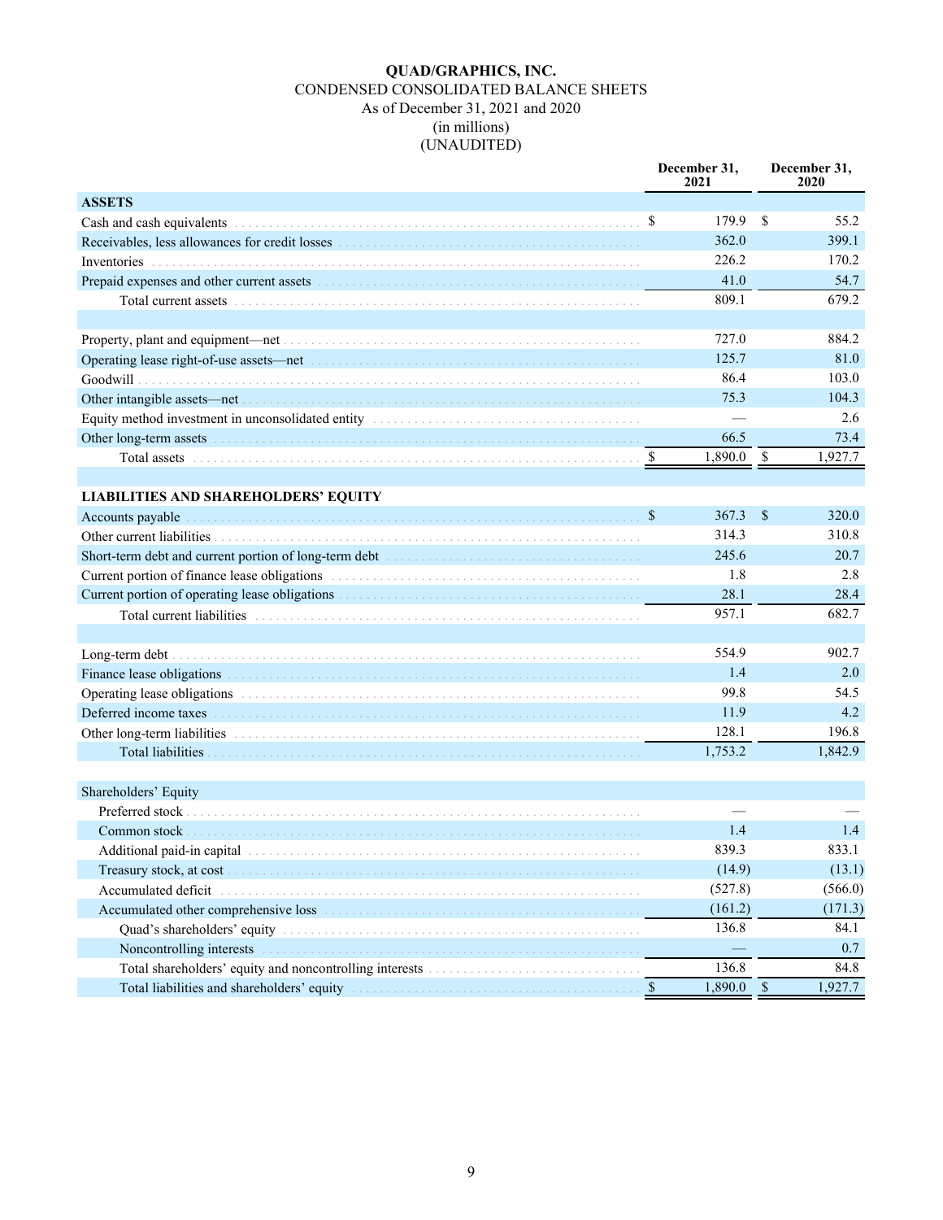**QUAD/GRAPHICS, INC.**
CONDENSED CONSOLIDATED BALANCE SHEETS
As of December 31, 2021 and 2020
(in millions)
(UNAUDITED)

| | December 31, 2021 | December 31, 2020 |
|---|---|---|
| **ASSETS** | | |
| Cash and cash equivalents | $ 179.9 | $ 55.2 |
| Receivables, less allowances for credit losses | 362.0 | 399.1 |
| Inventories | 226.2 | 170.2 |
| Prepaid expenses and other current assets | 41.0 | 54.7 |
| Total current assets | 809.1 | 679.2 |
| | | |
| Property, plant and equipment—net | 727.0 | 884.2 |
| Operating lease right-of-use assets—net | 125.7 | 81.0 |
| Goodwill | 86.4 | 103.0 |
| Other intangible assets—net | 75.3 | 104.3 |
| Equity method investment in unconsolidated entity | — | 2.6 |
| Other long-term assets | 66.5 | 73.4 |
| Total assets | $ 1,890.0 | $ 1,927.7 |
| | | |
| **LIABILITIES AND SHAREHOLDERS' EQUITY** | | |
| Accounts payable | $ 367.3 | $ 320.0 |
| Other current liabilities | 314.3 | 310.8 |
| Short-term debt and current portion of long-term debt | 245.6 | 20.7 |
| Current portion of finance lease obligations | 1.8 | 2.8 |
| Current portion of operating lease obligations | 28.1 | 28.4 |
| Total current liabilities | 957.1 | 682.7 |
| | | |
| Long-term debt | 554.9 | 902.7 |
| Finance lease obligations | 1.4 | 2.0 |
| Operating lease obligations | 99.8 | 54.5 |
| Deferred income taxes | 11.9 | 4.2 |
| Other long-term liabilities | 128.1 | 196.8 |
| Total liabilities | 1,753.2 | 1,842.9 |
| | | |
| Shareholders' Equity | | |
| Preferred stock | — | — |
| Common stock | 1.4 | 1.4 |
| Additional paid-in capital | 839.3 | 833.1 |
| Treasury stock, at cost | (14.9) | (13.1) |
| Accumulated deficit | (527.8) | (566.0) |
| Accumulated other comprehensive loss | (161.2) | (171.3) |
| Quad's shareholders' equity | 136.8 | 84.1 |
| Noncontrolling interests | — | 0.7 |
| Total shareholders' equity and noncontrolling interests | 136.8 | 84.8 |
| Total liabilities and shareholders' equity | $ 1,890.0 | $ 1,927.7 |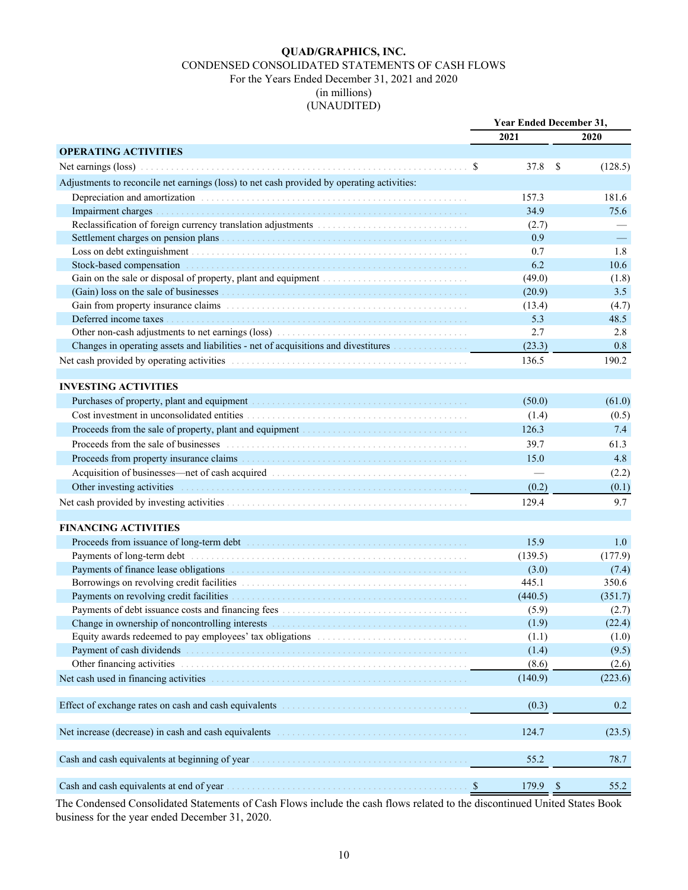**QUAD/GRAPHICS, INC.**
CONDENSED CONSOLIDATED STATEMENTS OF CASH FLOWS
For the Years Ended December 31, 2021 and 2020
(in millions)
(UNAUDITED)

| | Year Ended December 31, | |
|---|---|---|
| | 2021 | 2020 |
| **OPERATING ACTIVITIES** | | |
| Net earnings (loss) | $ 37.8 | $ (128.5) |
| Adjustments to reconcile net earnings (loss) to net cash provided by operating activities: | | |
| Depreciation and amortization | 157.3 | 181.6 |
| Impairment charges | 34.9 | 75.6 |
| Reclassification of foreign currency translation adjustments | (2.7) | — |
| Settlement charges on pension plans | 0.9 | — |
| Loss on debt extinguishment | 0.7 | 1.8 |
| Stock-based compensation | 6.2 | 10.6 |
| Gain on the sale or disposal of property, plant and equipment | (49.0) | (1.8) |
| (Gain) loss on the sale of businesses | (20.9) | 3.5 |
| Gain from property insurance claims | (13.4) | (4.7) |
| Deferred income taxes | 5.3 | 48.5 |
| Other non-cash adjustments to net earnings (loss) | 2.7 | 2.8 |
| Changes in operating assets and liabilities - net of acquisitions and divestitures | (23.3) | 0.8 |
| Net cash provided by operating activities | 136.5 | 190.2 |
| | | |
| **INVESTING ACTIVITIES** | | |
| Purchases of property, plant and equipment | (50.0) | (61.0) |
| Cost investment in unconsolidated entities | (1.4) | (0.5) |
| Proceeds from the sale of property, plant and equipment | 126.3 | 7.4 |
| Proceeds from the sale of businesses | 39.7 | 61.3 |
| Proceeds from property insurance claims | 15.0 | 4.8 |
| Acquisition of businesses—net of cash acquired | — | (2.2) |
| Other investing activities | (0.2) | (0.1) |
| Net cash provided by investing activities | 129.4 | 9.7 |
| | | |
| **FINANCING ACTIVITIES** | | |
| Proceeds from issuance of long-term debt | 15.9 | 1.0 |
| Payments of long-term debt | (139.5) | (177.9) |
| Payments of finance lease obligations | (3.0) | (7.4) |
| Borrowings on revolving credit facilities | 445.1 | 350.6 |
| Payments on revolving credit facilities | (440.5) | (351.7) |
| Payments of debt issuance costs and financing fees | (5.9) | (2.7) |
| Change in ownership of noncontrolling interests | (1.9) | (22.4) |
| Equity awards redeemed to pay employees' tax obligations | (1.1) | (1.0) |
| Payment of cash dividends | (1.4) | (9.5) |
| Other financing activities | (8.6) | (2.6) |
| Net cash used in financing activities | (140.9) | (223.6) |
| | | |
| Effect of exchange rates on cash and cash equivalents | (0.3) | 0.2 |
| | | |
| Net increase (decrease) in cash and cash equivalents | 124.7 | (23.5) |
| | | |
| Cash and cash equivalents at beginning of year | 55.2 | 78.7 |
| | | |
| Cash and cash equivalents at end of year | $ 179.9 | $ 55.2 |

The Condensed Consolidated Statements of Cash Flows include the cash flows related to the discontinued United States Book business for the year ended December 31, 2020.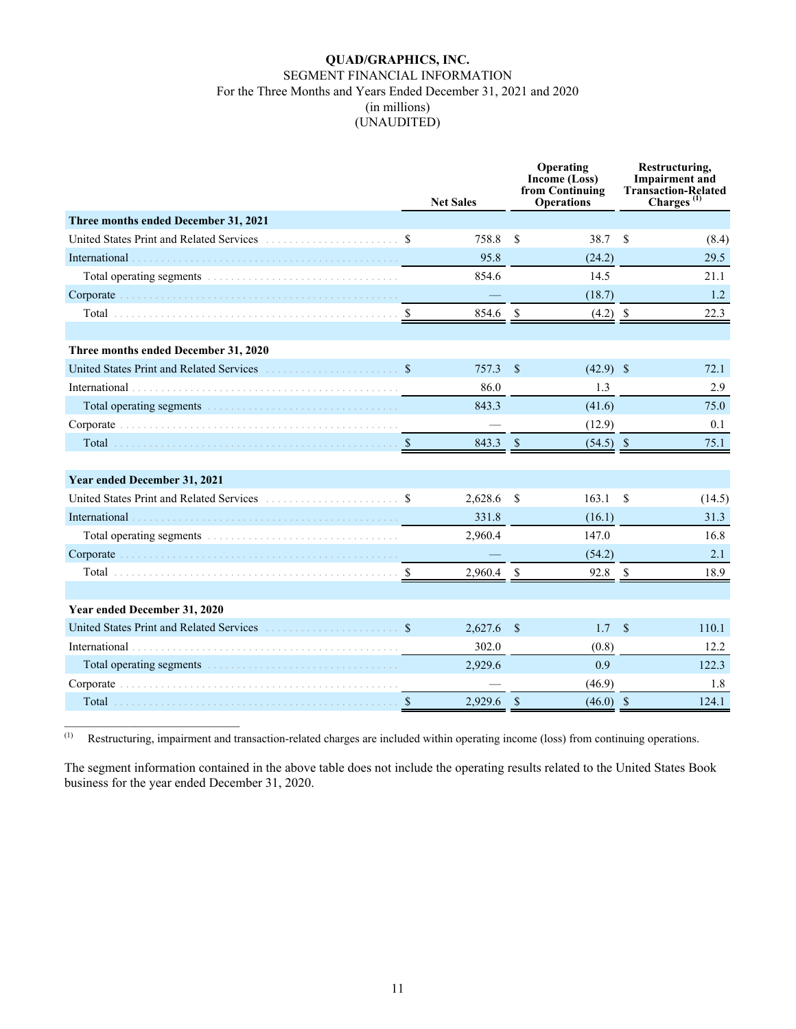**QUAD/GRAPHICS, INC.**
SEGMENT FINANCIAL INFORMATION
For the Three Months and Years Ended December 31, 2021 and 2020
(in millions)
(UNAUDITED)

| | Net Sales | Operating Income (Loss) from Continuing Operations | Restructuring, Impairment and Transaction-Related Charges [(1)] |
|---|---|---|---|
| **Three months ended December 31, 2021** | | | |
| United States Print and Related Services | $ 758.8 | $ 38.7 | $ (8.4) |
| International | 95.8 | (24.2) | 29.5 |
| Total operating segments | 854.6 | 14.5 | 21.1 |
| Corporate | — | (18.7) | 1.2 |
| Total | $ 854.6 | $ (4.2) | $ 22.3 |
| **Three months ended December 31, 2020** | | | |
| United States Print and Related Services | $ 757.3 | $ (42.9) | $ 72.1 |
| International | 86.0 | 1.3 | 2.9 |
| Total operating segments | 843.3 | (41.6) | 75.0 |
| Corporate | — | (12.9) | 0.1 |
| Total | $ 843.3 | $ (54.5) | $ 75.1 |
| **Year ended December 31, 2021** | | | |
| United States Print and Related Services | $ 2,628.6 | $ 163.1 | $ (14.5) |
| International | 331.8 | (16.1) | 31.3 |
| Total operating segments | 2,960.4 | 147.0 | 16.8 |
| Corporate | — | (54.2) | 2.1 |
| Total | $ 2,960.4 | $ 92.8 | $ 18.9 |
| **Year ended December 31, 2020** | | | |
| United States Print and Related Services | $ 2,627.6 | $ 1.7 | $ 110.1 |
| International | 302.0 | (0.8) | 12.2 |
| Total operating segments | 2,929.6 | 0.9 | 122.3 |
| Corporate | — | (46.9) | 1.8 |
| Total | $ 2,929.6 | $ (46.0) | $ 124.1 |

(1) Restructuring, impairment and transaction-related charges are included within operating income (loss) from continuing operations.

The segment information contained in the above table does not include the operating results related to the United States Book business for the year ended December 31, 2020.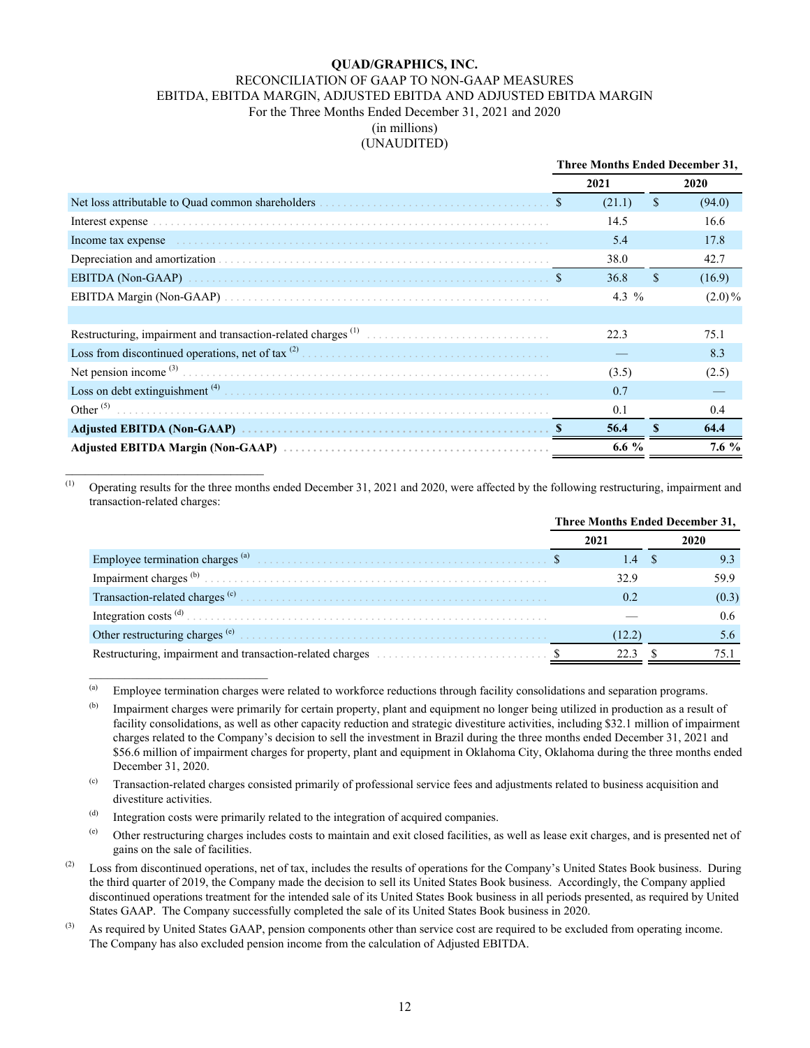# QUAD/GRAPHICS, INC.

RECONCILIATION OF GAAP TO NON-GAAP MEASURES

EBITDA, EBITDA MARGIN, ADJUSTED EBITDA AND ADJUSTED EBITDA MARGIN

For the Three Months Ended December 31, 2021 and 2020

(in millions)

(UNAUDITED)

| | Three Months Ended December 31, | |
|---|---|---|
| | 2021 | 2020 |
| Net loss attributable to Quad common shareholders | $ (21.1) | $ (94.0) |
| Interest expense | 14.5 | 16.6 |
| Income tax expense | 5.4 | 17.8 |
| Depreciation and amortization | 38.0 | 42.7 |
| EBITDA (Non-GAAP) | $ 36.8 | $ (16.9) |
| EBITDA Margin (Non-GAAP) | 4.3 % | (2.0)% |
| | | |
| Restructuring, impairment and transaction-related charges [1] | 22.3 | 75.1 |
| Loss from discontinued operations, net of tax [2] | — | 8.3 |
| Net pension income [3] | (3.5) | (2.5) |
| Loss on debt extinguishment [4] | 0.7 | — |
| Other [5] | 0.1 | 0.4 |
| **Adjusted EBITDA (Non-GAAP)** | **$ 56.4** | **$ 64.4** |
| **Adjusted EBITDA Margin (Non-GAAP)** | **6.6 %** | **7.6 %** |

---

(1) Operating results for the three months ended December 31, 2021 and 2020, were affected by the following restructuring, impairment and transaction-related charges:

| | Three Months Ended December 31, | |
|---|---|---|
| | 2021 | 2020 |
| Employee termination charges [a] | $ 1.4 | $ 9.3 |
| Impairment charges [b] | 32.9 | 59.9 |
| Transaction-related charges [c] | 0.2 | (0.3) |
| Integration costs [d] | — | 0.6 |
| Other restructuring charges [e] | (12.2) | 5.6 |
| Restructuring, impairment and transaction-related charges | $ 22.3 | $ 75.1 |

---

(a) Employee termination charges were related to workforce reductions through facility consolidations and separation programs.

(b) Impairment charges were primarily for certain property, plant and equipment no longer being utilized in production as a result of facility consolidations, as well as other capacity reduction and strategic divestiture activities, including $32.1 million of impairment charges related to the Company's decision to sell the investment in Brazil during the three months ended December 31, 2021 and $56.6 million of impairment charges for property, plant and equipment in Oklahoma City, Oklahoma during the three months ended December 31, 2020.

(c) Transaction-related charges consisted primarily of professional service fees and adjustments related to business acquisition and divestiture activities.

(d) Integration costs were primarily related to the integration of acquired companies.

(e) Other restructuring charges includes costs to maintain and exit closed facilities, as well as lease exit charges, and is presented net of gains on the sale of facilities.

(2) Loss from discontinued operations, net of tax, includes the results of operations for the Company's United States Book business. During the third quarter of 2019, the Company made the decision to sell its United States Book business. Accordingly, the Company applied discontinued operations treatment for the intended sale of its United States Book business in all periods presented, as required by United States GAAP. The Company successfully completed the sale of its United States Book business in 2020.

(3) As required by United States GAAP, pension components other than service cost are required to be excluded from operating income. The Company has also excluded pension income from the calculation of Adjusted EBITDA.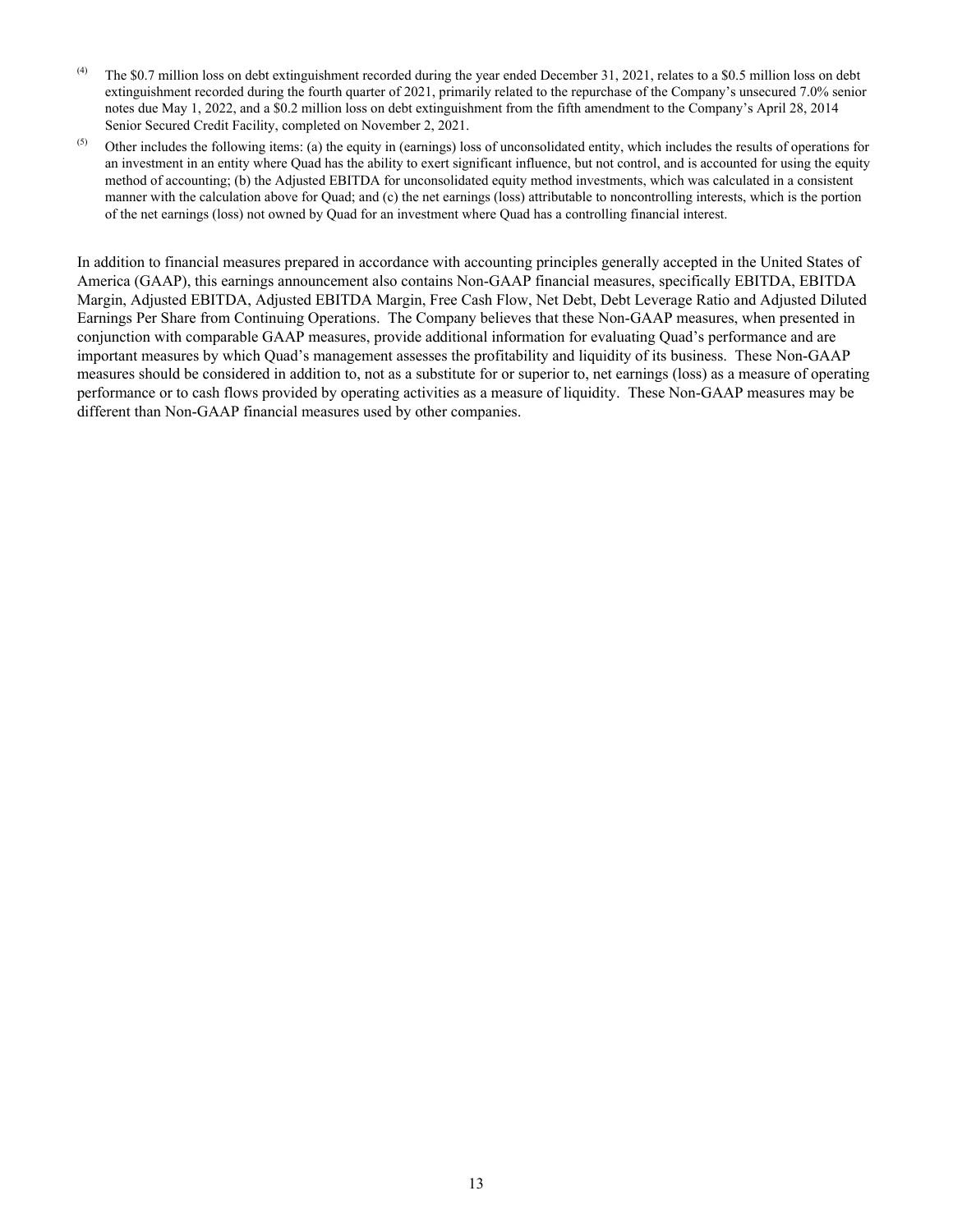(4) The $0.7 million loss on debt extinguishment recorded during the year ended December 31, 2021, relates to a $0.5 million loss on debt extinguishment recorded during the fourth quarter of 2021, primarily related to the repurchase of the Company's unsecured 7.0% senior notes due May 1, 2022, and a $0.2 million loss on debt extinguishment from the fifth amendment to the Company's April 28, 2014 Senior Secured Credit Facility, completed on November 2, 2021.

(5) Other includes the following items: (a) the equity in (earnings) loss of unconsolidated entity, which includes the results of operations for an investment in an entity where Quad has the ability to exert significant influence, but not control, and is accounted for using the equity method of accounting; (b) the Adjusted EBITDA for unconsolidated equity method investments, which was calculated in a consistent manner with the calculation above for Quad; and (c) the net earnings (loss) attributable to noncontrolling interests, which is the portion of the net earnings (loss) not owned by Quad for an investment where Quad has a controlling financial interest.

In addition to financial measures prepared in accordance with accounting principles generally accepted in the United States of America (GAAP), this earnings announcement also contains Non-GAAP financial measures, specifically EBITDA, EBITDA Margin, Adjusted EBITDA, Adjusted EBITDA Margin, Free Cash Flow, Net Debt, Debt Leverage Ratio and Adjusted Diluted Earnings Per Share from Continuing Operations. The Company believes that these Non-GAAP measures, when presented in conjunction with comparable GAAP measures, provide additional information for evaluating Quad's performance and are important measures by which Quad's management assesses the profitability and liquidity of its business. These Non-GAAP measures should be considered in addition to, not as a substitute for or superior to, net earnings (loss) as a measure of operating performance or to cash flows provided by operating activities as a measure of liquidity. These Non-GAAP measures may be different than Non-GAAP financial measures used by other companies.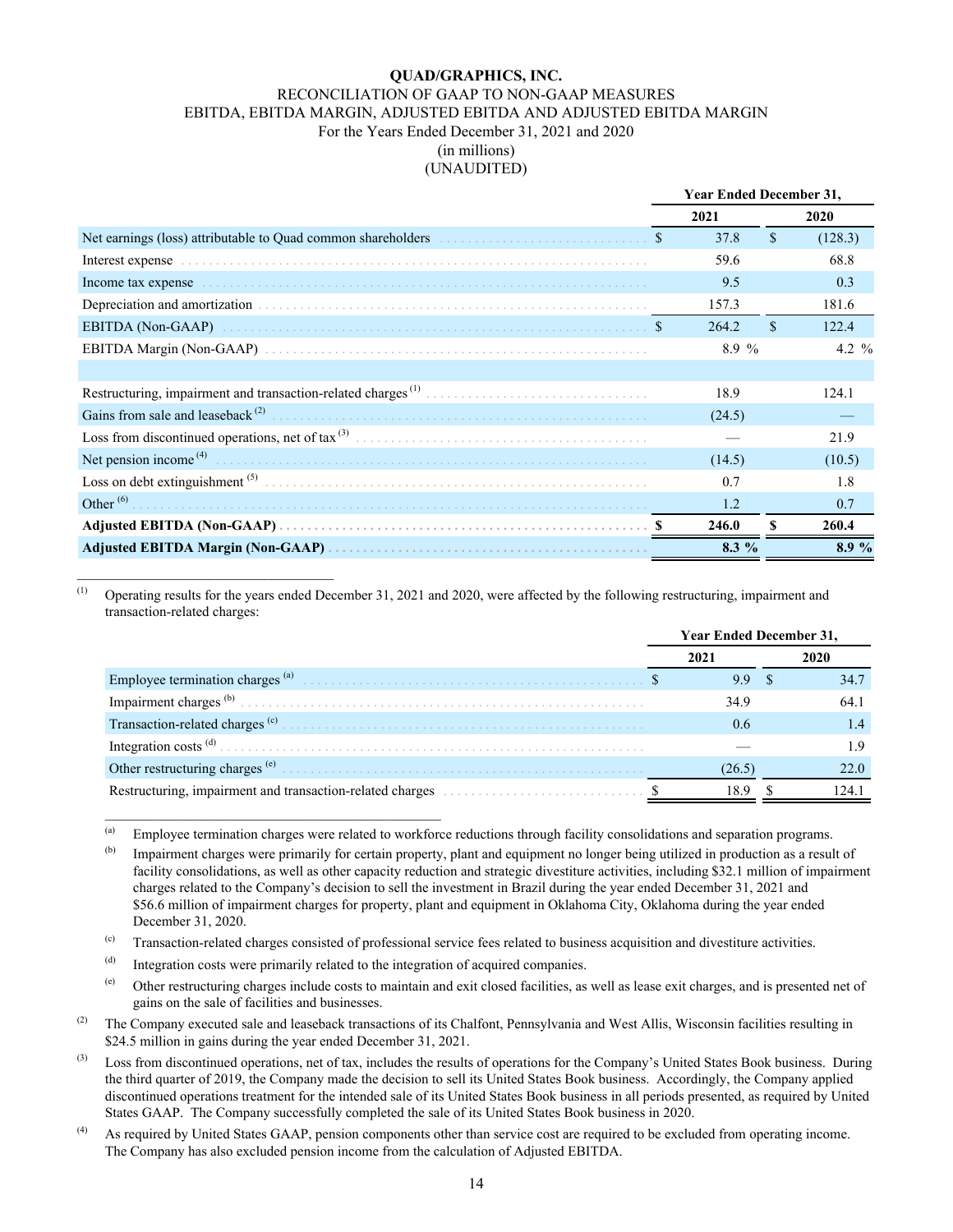**QUAD/GRAPHICS, INC.**

RECONCILIATION OF GAAP TO NON-GAAP MEASURES

EBITDA, EBITDA MARGIN, ADJUSTED EBITDA AND ADJUSTED EBITDA MARGIN

For the Years Ended December 31, 2021 and 2020

(in millions)

(UNAUDITED)

| | Year Ended December 31, | |
|---|---|---|
| | 2021 | 2020 |
| Net earnings (loss) attributable to Quad common shareholders | $ 37.8 | $ (128.3) |
| Interest expense | 59.6 | 68.8 |
| Income tax expense | 9.5 | 0.3 |
| Depreciation and amortization | 157.3 | 181.6 |
| EBITDA (Non-GAAP) | $ 264.2 | $ 122.4 |
| EBITDA Margin (Non-GAAP) | 8.9 % | 4.2 % |
| | | |
| Restructuring, impairment and transaction-related charges [(1)] | 18.9 | 124.1 |
| Gains from sale and leaseback [(2)] | (24.5) | — |
| Loss from discontinued operations, net of tax [(3)] | — | 21.9 |
| Net pension income [(4)] | (14.5) | (10.5) |
| Loss on debt extinguishment [(5)] | 0.7 | 1.8 |
| Other [(6)] | 1.2 | 0.7 |
| **Adjusted EBITDA (Non-GAAP)** | **$ 246.0** | **$ 260.4** |
| **Adjusted EBITDA Margin (Non-GAAP)** | **8.3 %** | **8.9 %** |

(1) Operating results for the years ended December 31, 2021 and 2020, were affected by the following restructuring, impairment and transaction-related charges:

| | Year Ended December 31, | |
|---|---|---|
| | 2021 | 2020 |
| Employee termination charges [(a)] | $ 9.9 | $ 34.7 |
| Impairment charges [(b)] | 34.9 | 64.1 |
| Transaction-related charges [(c)] | 0.6 | 1.4 |
| Integration costs [(d)] | — | 1.9 |
| Other restructuring charges [(e)] | (26.5) | 22.0 |
| Restructuring, impairment and transaction-related charges | $ 18.9 | $ 124.1 |

(a) Employee termination charges were related to workforce reductions through facility consolidations and separation programs.

(b) Impairment charges were primarily for certain property, plant and equipment no longer being utilized in production as a result of facility consolidations, as well as other capacity reduction and strategic divestiture activities, including $32.1 million of impairment charges related to the Company's decision to sell the investment in Brazil during the year ended December 31, 2021 and $56.6 million of impairment charges for property, plant and equipment in Oklahoma City, Oklahoma during the year ended December 31, 2020.

(c) Transaction-related charges consisted of professional service fees related to business acquisition and divestiture activities.

(d) Integration costs were primarily related to the integration of acquired companies.

(e) Other restructuring charges include costs to maintain and exit closed facilities, as well as lease exit charges, and is presented net of gains on the sale of facilities and businesses.

(2) The Company executed sale and leaseback transactions of its Chalfont, Pennsylvania and West Allis, Wisconsin facilities resulting in $24.5 million in gains during the year ended December 31, 2021.

(3) Loss from discontinued operations, net of tax, includes the results of operations for the Company's United States Book business. During the third quarter of 2019, the Company made the decision to sell its United States Book business. Accordingly, the Company applied discontinued operations treatment for the intended sale of its United States Book business in all periods presented, as required by United States GAAP. The Company successfully completed the sale of its United States Book business in 2020.

(4) As required by United States GAAP, pension components other than service cost are required to be excluded from operating income. The Company has also excluded pension income from the calculation of Adjusted EBITDA.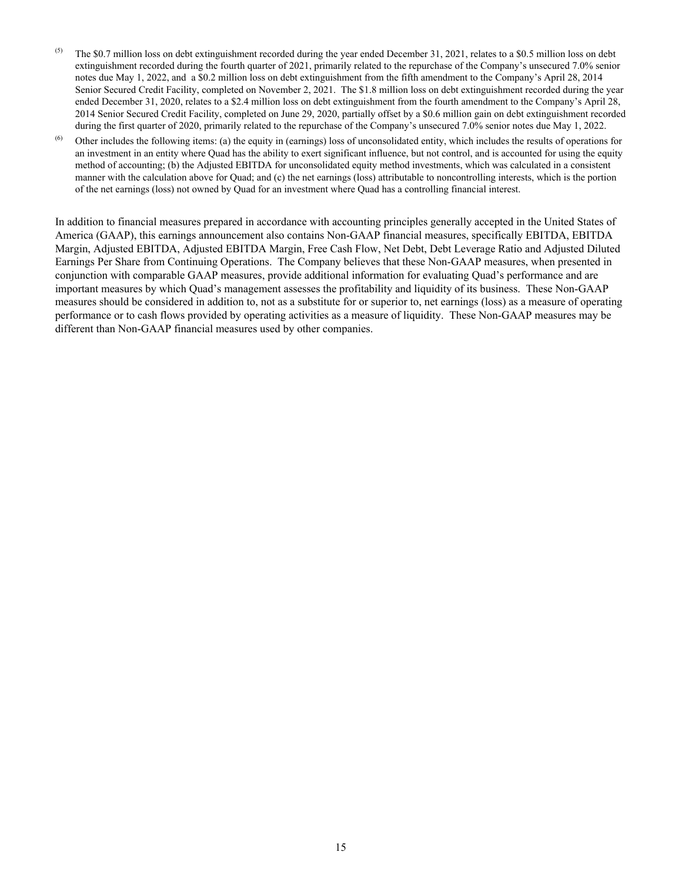(5) The $0.7 million loss on debt extinguishment recorded during the year ended December 31, 2021, relates to a $0.5 million loss on debt extinguishment recorded during the fourth quarter of 2021, primarily related to the repurchase of the Company's unsecured 7.0% senior notes due May 1, 2022, and a $0.2 million loss on debt extinguishment from the fifth amendment to the Company's April 28, 2014 Senior Secured Credit Facility, completed on November 2, 2021. The $1.8 million loss on debt extinguishment recorded during the year ended December 31, 2020, relates to a $2.4 million loss on debt extinguishment from the fourth amendment to the Company's April 28, 2014 Senior Secured Credit Facility, completed on June 29, 2020, partially offset by a $0.6 million gain on debt extinguishment recorded during the first quarter of 2020, primarily related to the repurchase of the Company's unsecured 7.0% senior notes due May 1, 2022.

(6) Other includes the following items: (a) the equity in (earnings) loss of unconsolidated entity, which includes the results of operations for an investment in an entity where Quad has the ability to exert significant influence, but not control, and is accounted for using the equity method of accounting; (b) the Adjusted EBITDA for unconsolidated equity method investments, which was calculated in a consistent manner with the calculation above for Quad; and (c) the net earnings (loss) attributable to noncontrolling interests, which is the portion of the net earnings (loss) not owned by Quad for an investment where Quad has a controlling financial interest.

In addition to financial measures prepared in accordance with accounting principles generally accepted in the United States of America (GAAP), this earnings announcement also contains Non-GAAP financial measures, specifically EBITDA, EBITDA Margin, Adjusted EBITDA, Adjusted EBITDA Margin, Free Cash Flow, Net Debt, Debt Leverage Ratio and Adjusted Diluted Earnings Per Share from Continuing Operations. The Company believes that these Non-GAAP measures, when presented in conjunction with comparable GAAP measures, provide additional information for evaluating Quad's performance and are important measures by which Quad's management assesses the profitability and liquidity of its business. These Non-GAAP measures should be considered in addition to, not as a substitute for or superior to, net earnings (loss) as a measure of operating performance or to cash flows provided by operating activities as a measure of liquidity. These Non-GAAP measures may be different than Non-GAAP financial measures used by other companies.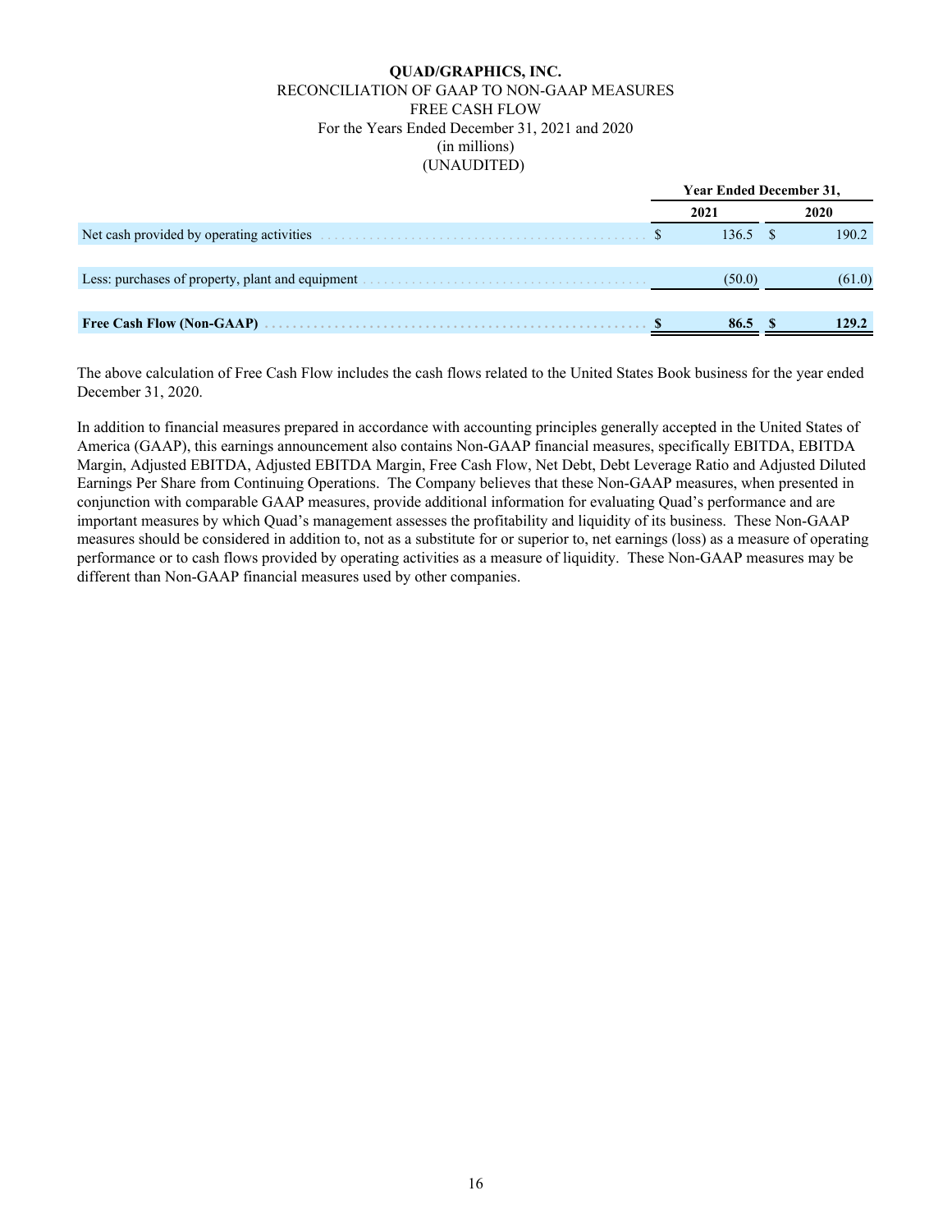**QUAD/GRAPHICS, INC.**
RECONCILIATION OF GAAP TO NON-GAAP MEASURES
FREE CASH FLOW
For the Years Ended December 31, 2021 and 2020
(in millions)
(UNAUDITED)

| | Year Ended December 31, | |
|---|---|---|
| | **2021** | **2020** |
| Net cash provided by operating activities | $ 136.5 | $ 190.2 |
| Less: purchases of property, plant and equipment | (50.0) | (61.0) |
| **Free Cash Flow (Non-GAAP)** | **$ 86.5** | **$ 129.2** |

The above calculation of Free Cash Flow includes the cash flows related to the United States Book business for the year ended December 31, 2020.

In addition to financial measures prepared in accordance with accounting principles generally accepted in the United States of America (GAAP), this earnings announcement also contains Non-GAAP financial measures, specifically EBITDA, EBITDA Margin, Adjusted EBITDA, Adjusted EBITDA Margin, Free Cash Flow, Net Debt, Debt Leverage Ratio and Adjusted Diluted Earnings Per Share from Continuing Operations. The Company believes that these Non-GAAP measures, when presented in conjunction with comparable GAAP measures, provide additional information for evaluating Quad's performance and are important measures by which Quad's management assesses the profitability and liquidity of its business. These Non-GAAP measures should be considered in addition to, not as a substitute for or superior to, net earnings (loss) as a measure of operating performance or to cash flows provided by operating activities as a measure of liquidity. These Non-GAAP measures may be different than Non-GAAP financial measures used by other companies.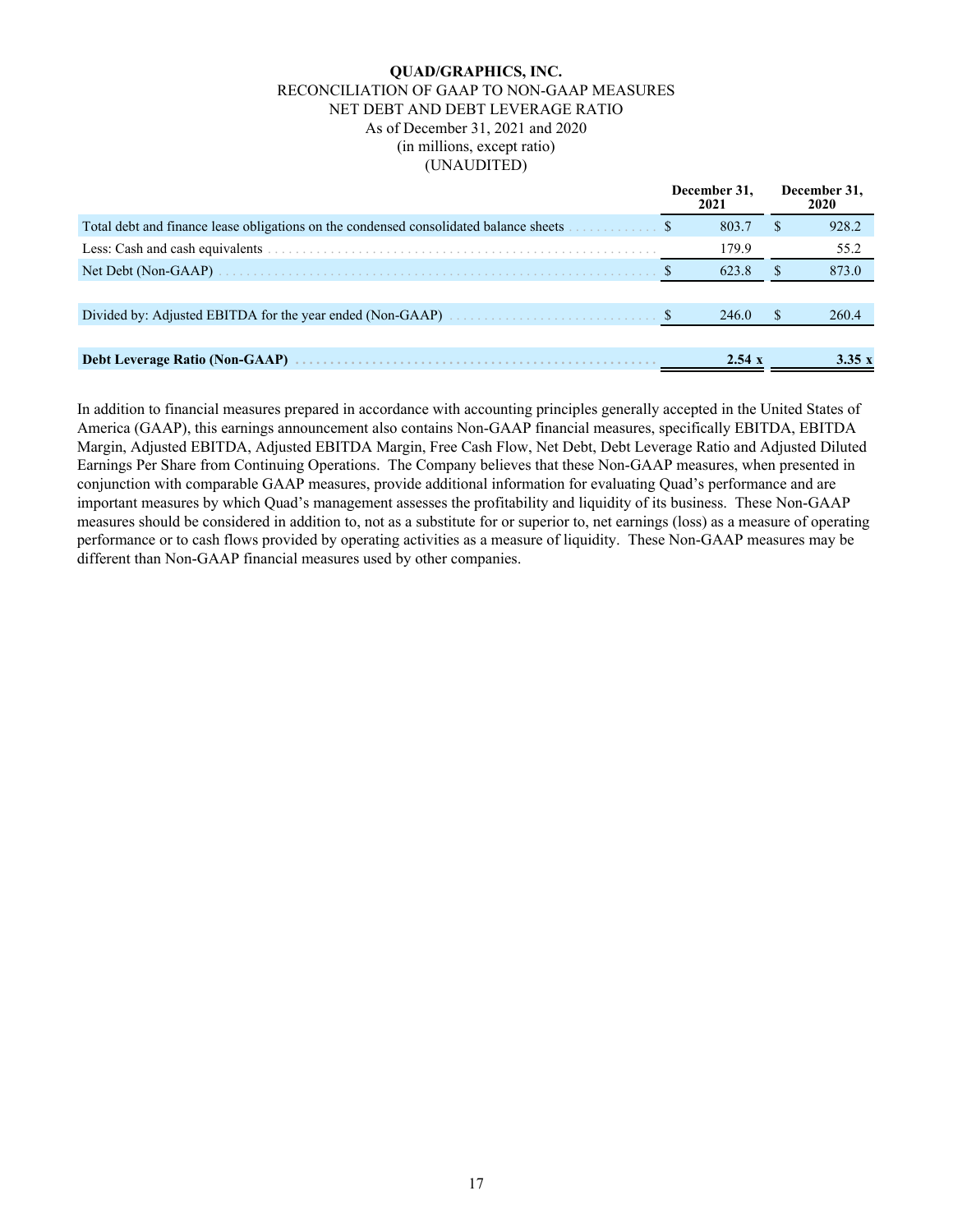**QUAD/GRAPHICS, INC.**
RECONCILIATION OF GAAP TO NON-GAAP MEASURES
NET DEBT AND DEBT LEVERAGE RATIO
As of December 31, 2021 and 2020
(in millions, except ratio)
(UNAUDITED)

| | December 31, 2021 | December 31, 2020 |
|---|---|---|
| Total debt and finance lease obligations on the condensed consolidated balance sheets | $ 803.7 | $ 928.2 |
| Less: Cash and cash equivalents | 179.9 | 55.2 |
| Net Debt (Non-GAAP) | $ 623.8 | $ 873.0 |
| | | |
| Divided by: Adjusted EBITDA for the year ended (Non-GAAP) | $ 246.0 | $ 260.4 |
| | | |
| **Debt Leverage Ratio (Non-GAAP)** | **2.54 x** | **3.35 x** |

In addition to financial measures prepared in accordance with accounting principles generally accepted in the United States of America (GAAP), this earnings announcement also contains Non-GAAP financial measures, specifically EBITDA, EBITDA Margin, Adjusted EBITDA, Adjusted EBITDA Margin, Free Cash Flow, Net Debt, Debt Leverage Ratio and Adjusted Diluted Earnings Per Share from Continuing Operations. The Company believes that these Non-GAAP measures, when presented in conjunction with comparable GAAP measures, provide additional information for evaluating Quad's performance and are important measures by which Quad's management assesses the profitability and liquidity of its business. These Non-GAAP measures should be considered in addition to, not as a substitute for or superior to, net earnings (loss) as a measure of operating performance or to cash flows provided by operating activities as a measure of liquidity. These Non-GAAP measures may be different than Non-GAAP financial measures used by other companies.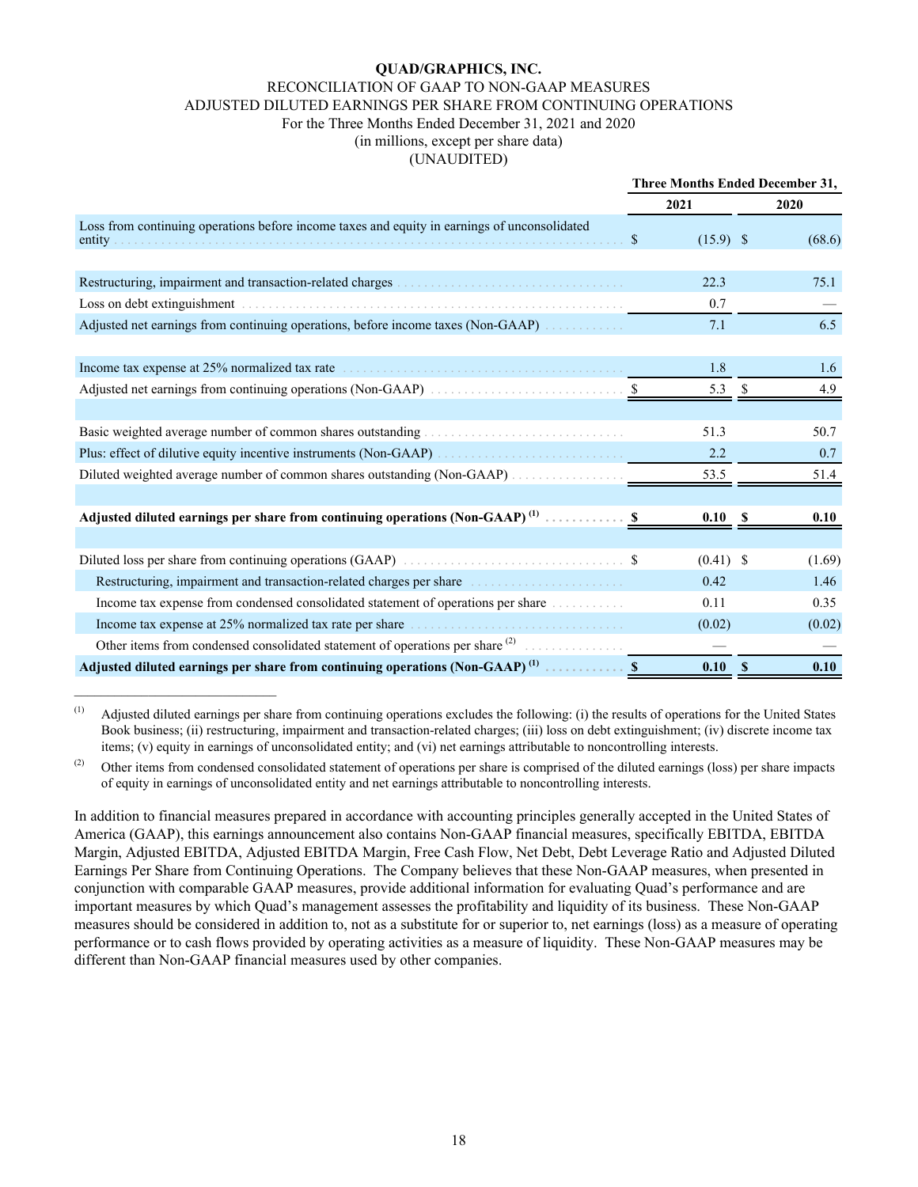**QUAD/GRAPHICS, INC.**

RECONCILIATION OF GAAP TO NON-GAAP MEASURES

ADJUSTED DILUTED EARNINGS PER SHARE FROM CONTINUING OPERATIONS

For the Three Months Ended December 31, 2021 and 2020

(in millions, except per share data)

(UNAUDITED)

| | Three Months Ended December 31, | |
|---|---|---|
| | 2021 | 2020 |
| Loss from continuing operations before income taxes and equity in earnings of unconsolidated entity | $ (15.9) | $ (68.6) |
| | | |
| Restructuring, impairment and transaction-related charges | 22.3 | 75.1 |
| Loss on debt extinguishment | 0.7 | — |
| Adjusted net earnings from continuing operations, before income taxes (Non-GAAP) | 7.1 | 6.5 |
| | | |
| Income tax expense at 25% normalized tax rate | 1.8 | 1.6 |
| Adjusted net earnings from continuing operations (Non-GAAP) | $ 5.3 | $ 4.9 |
| | | |
| Basic weighted average number of common shares outstanding | 51.3 | 50.7 |
| Plus: effect of dilutive equity incentive instruments (Non-GAAP) | 2.2 | 0.7 |
| Diluted weighted average number of common shares outstanding (Non-GAAP) | 53.5 | 51.4 |
| | | |
| **Adjusted diluted earnings per share from continuing operations (Non-GAAP) [(1)]** | **$ 0.10** | **$ 0.10** |
| | | |
| Diluted loss per share from continuing operations (GAAP) | $ (0.41) | $ (1.69) |
| Restructuring, impairment and transaction-related charges per share | 0.42 | 1.46 |
| Income tax expense from condensed consolidated statement of operations per share | 0.11 | 0.35 |
| Income tax expense at 25% normalized tax rate per share | (0.02) | (0.02) |
| Other items from condensed consolidated statement of operations per share [(2)] | — | — |
| **Adjusted diluted earnings per share from continuing operations (Non-GAAP) [(1)]** | **$ 0.10** | **$ 0.10** |

---

(1) Adjusted diluted earnings per share from continuing operations excludes the following: (i) the results of operations for the United States Book business; (ii) restructuring, impairment and transaction-related charges; (iii) loss on debt extinguishment; (iv) discrete income tax items; (v) equity in earnings of unconsolidated entity; and (vi) net earnings attributable to noncontrolling interests.

(2) Other items from condensed consolidated statement of operations per share is comprised of the diluted earnings (loss) per share impacts of equity in earnings of unconsolidated entity and net earnings attributable to noncontrolling interests.

In addition to financial measures prepared in accordance with accounting principles generally accepted in the United States of America (GAAP), this earnings announcement also contains Non-GAAP financial measures, specifically EBITDA, EBITDA Margin, Adjusted EBITDA, Adjusted EBITDA Margin, Free Cash Flow, Net Debt, Debt Leverage Ratio and Adjusted Diluted Earnings Per Share from Continuing Operations. The Company believes that these Non-GAAP measures, when presented in conjunction with comparable GAAP measures, provide additional information for evaluating Quad's performance and are important measures by which Quad's management assesses the profitability and liquidity of its business. These Non-GAAP measures should be considered in addition to, not as a substitute for or superior to, net earnings (loss) as a measure of operating performance or to cash flows provided by operating activities as a measure of liquidity. These Non-GAAP measures may be different than Non-GAAP financial measures used by other companies.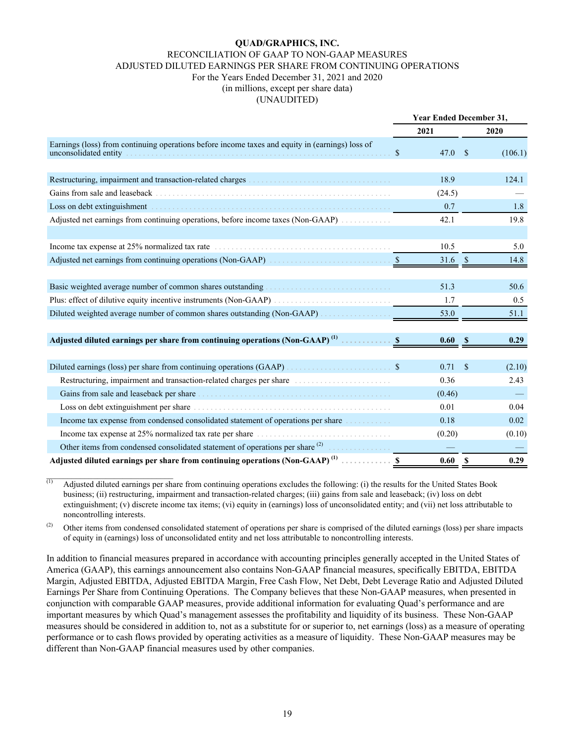**QUAD/GRAPHICS, INC.**

RECONCILIATION OF GAAP TO NON-GAAP MEASURES

ADJUSTED DILUTED EARNINGS PER SHARE FROM CONTINUING OPERATIONS

For the Years Ended December 31, 2021 and 2020

(in millions, except per share data)

(UNAUDITED)

| | Year Ended December 31, | |
|---|---|---|
| | 2021 | 2020 |
| Earnings (loss) from continuing operations before income taxes and equity in (earnings) loss of unconsolidated entity | $ 47.0 | $ (106.1) |
| | | |
| Restructuring, impairment and transaction-related charges | 18.9 | 124.1 |
| Gains from sale and leaseback | (24.5) | — |
| Loss on debt extinguishment | 0.7 | 1.8 |
| Adjusted net earnings from continuing operations, before income taxes (Non-GAAP) | 42.1 | 19.8 |
| | | |
| Income tax expense at 25% normalized tax rate | 10.5 | 5.0 |
| Adjusted net earnings from continuing operations (Non-GAAP) | $ 31.6 | $ 14.8 |
| | | |
| Basic weighted average number of common shares outstanding | 51.3 | 50.6 |
| Plus: effect of dilutive equity incentive instruments (Non-GAAP) | 1.7 | 0.5 |
| Diluted weighted average number of common shares outstanding (Non-GAAP) | 53.0 | 51.1 |
| | | |
| **Adjusted diluted earnings per share from continuing operations (Non-GAAP) (1)** | **$ 0.60** | **$ 0.29** |
| | | |
| Diluted earnings (loss) per share from continuing operations (GAAP) | $ 0.71 | $ (2.10) |
| Restructuring, impairment and transaction-related charges per share | 0.36 | 2.43 |
| Gains from sale and leaseback per share | (0.46) | — |
| Loss on debt extinguishment per share | 0.01 | 0.04 |
| Income tax expense from condensed consolidated statement of operations per share | 0.18 | 0.02 |
| Income tax expense at 25% normalized tax rate per share | (0.20) | (0.10) |
| Other items from condensed consolidated statement of operations per share (2) | — | — |
| **Adjusted diluted earnings per share from continuing operations (Non-GAAP) (1)** | **$ 0.60** | **$ 0.29** |

(1) Adjusted diluted earnings per share from continuing operations excludes the following: (i) the results for the United States Book business; (ii) restructuring, impairment and transaction-related charges; (iii) gains from sale and leaseback; (iv) loss on debt extinguishment; (v) discrete income tax items; (vi) equity in (earnings) loss of unconsolidated entity; and (vii) net loss attributable to noncontrolling interests.

(2) Other items from condensed consolidated statement of operations per share is comprised of the diluted earnings (loss) per share impacts of equity in (earnings) loss of unconsolidated entity and net loss attributable to noncontrolling interests.

In addition to financial measures prepared in accordance with accounting principles generally accepted in the United States of America (GAAP), this earnings announcement also contains Non-GAAP financial measures, specifically EBITDA, EBITDA Margin, Adjusted EBITDA, Adjusted EBITDA Margin, Free Cash Flow, Net Debt, Debt Leverage Ratio and Adjusted Diluted Earnings Per Share from Continuing Operations. The Company believes that these Non-GAAP measures, when presented in conjunction with comparable GAAP measures, provide additional information for evaluating Quad's performance and are important measures by which Quad's management assesses the profitability and liquidity of its business. These Non-GAAP measures should be considered in addition to, not as a substitute for or superior to, net earnings (loss) as a measure of operating performance or to cash flows provided by operating activities as a measure of liquidity. These Non-GAAP measures may be different than Non-GAAP financial measures used by other companies.